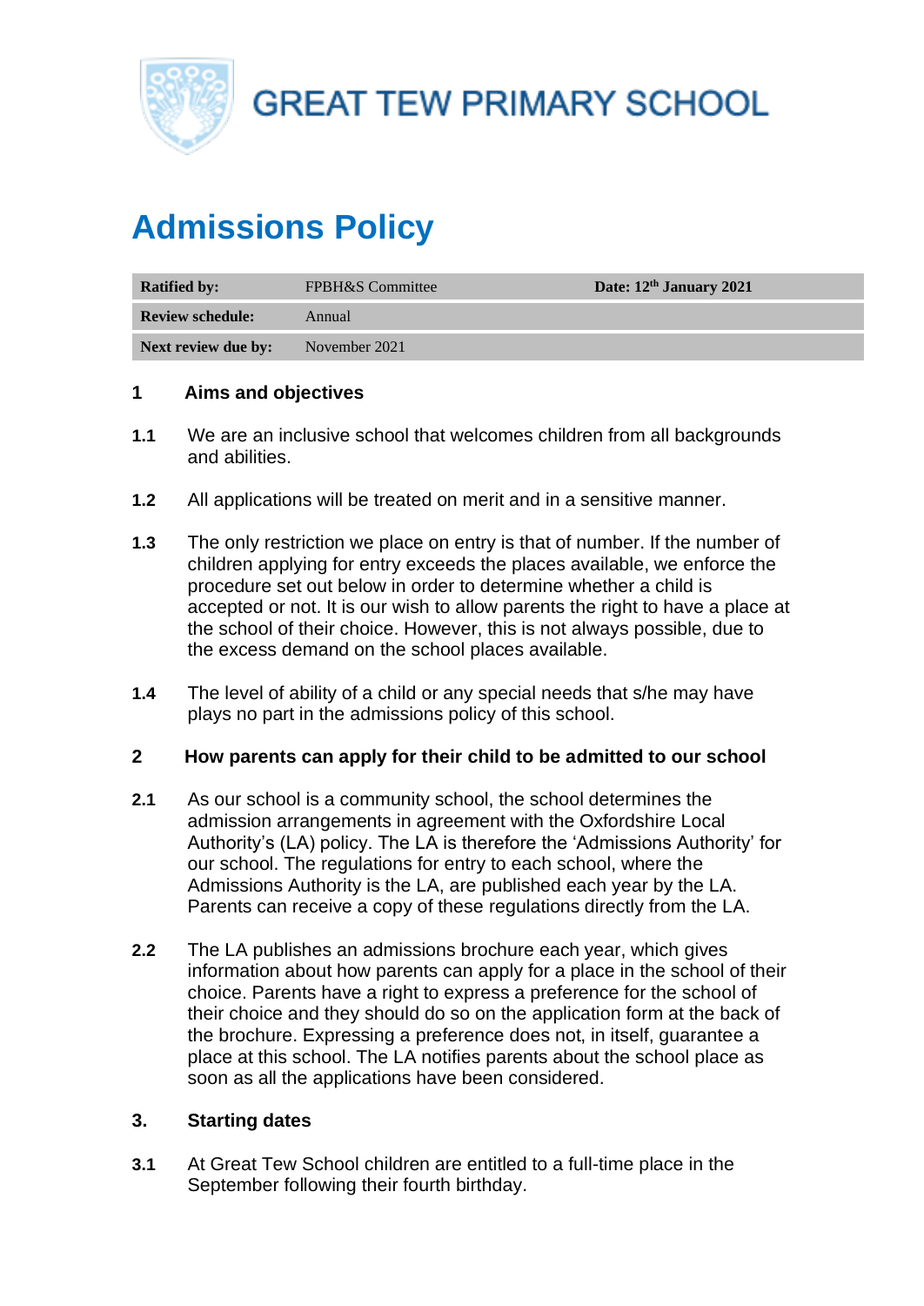# GREAT TEW PRIMARY SCHOOL

# Admissions Policy

| Ratified by: | FPBH&S Committee | Date: 12th January 2021 |
|---|---|---|
| Review schedule: | Annual | |
| Next review due by: | November 2021 | |

## 1 Aims and objectives

**1.1** We are an inclusive school that welcomes children from all backgrounds and abilities.

**1.2** All applications will be treated on merit and in a sensitive manner.

**1.3** The only restriction we place on entry is that of number. If the number of children applying for entry exceeds the places available, we enforce the procedure set out below in order to determine whether a child is accepted or not. It is our wish to allow parents the right to have a place at the school of their choice. However, this is not always possible, due to the excess demand on the school places available.

**1.4** The level of ability of a child or any special needs that s/he may have plays no part in the admissions policy of this school.

## 2 How parents can apply for their child to be admitted to our school

**2.1** As our school is a community school, the school determines the admission arrangements in agreement with the Oxfordshire Local Authority's (LA) policy. The LA is therefore the 'Admissions Authority' for our school. The regulations for entry to each school, where the Admissions Authority is the LA, are published each year by the LA. Parents can receive a copy of these regulations directly from the LA.

**2.2** The LA publishes an admissions brochure each year, which gives information about how parents can apply for a place in the school of their choice. Parents have a right to express a preference for the school of their choice and they should do so on the application form at the back of the brochure. Expressing a preference does not, in itself, guarantee a place at this school. The LA notifies parents about the school place as soon as all the applications have been considered.

## 3. Starting dates

**3.1** At Great Tew School children are entitled to a full-time place in the September following their fourth birthday.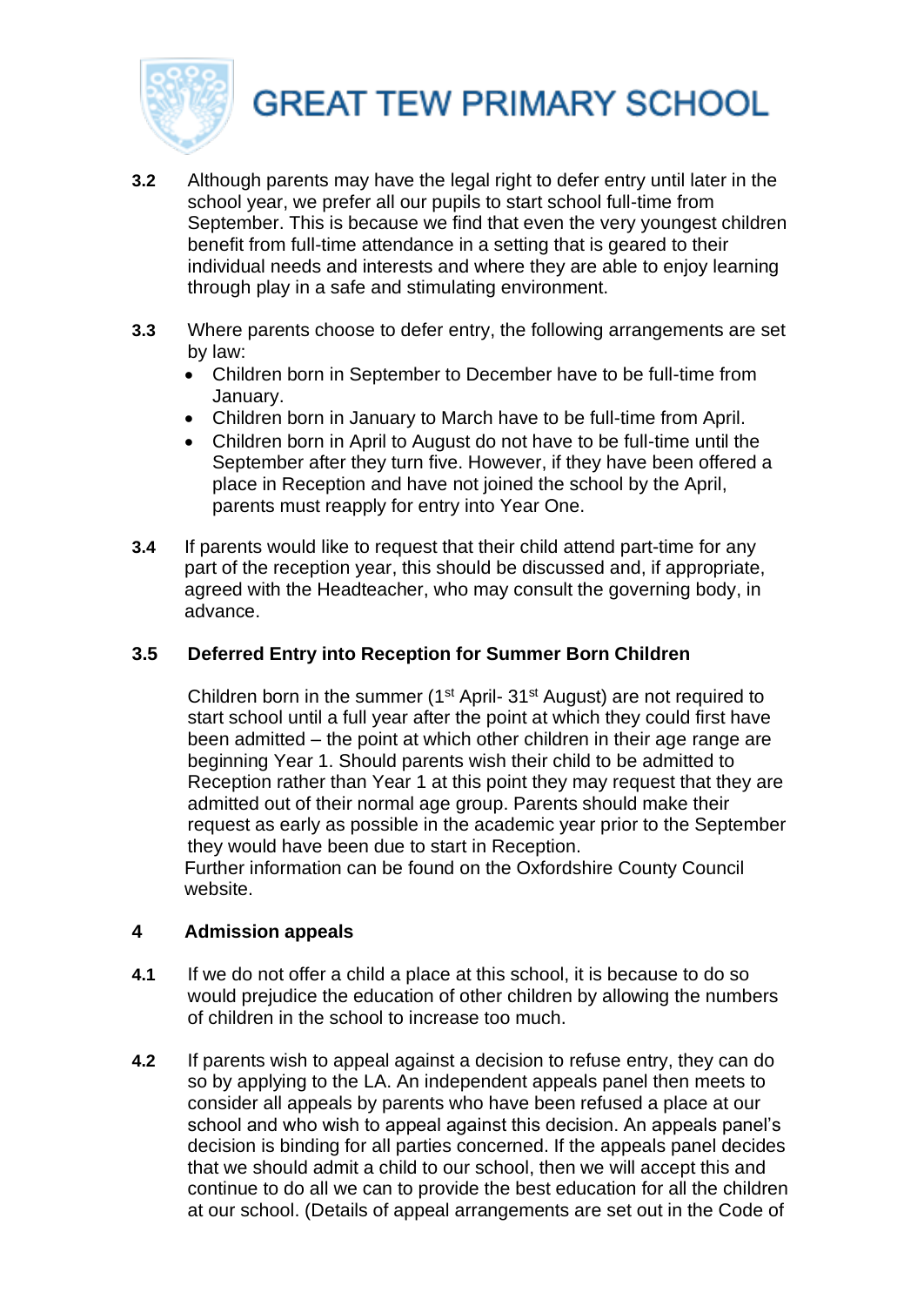**3.2** Although parents may have the legal right to defer entry until later in the school year, we prefer all our pupils to start school full-time from September. This is because we find that even the very youngest children benefit from full-time attendance in a setting that is geared to their individual needs and interests and where they are able to enjoy learning through play in a safe and stimulating environment.

**3.3** Where parents choose to defer entry, the following arrangements are set by law:

- Children born in September to December have to be full-time from January.
- Children born in January to March have to be full-time from April.
- Children born in April to August do not have to be full-time until the September after they turn five. However, if they have been offered a place in Reception and have not joined the school by the April, parents must reapply for entry into Year One.

**3.4** If parents would like to request that their child attend part-time for any part of the reception year, this should be discussed and, if appropriate, agreed with the Headteacher, who may consult the governing body, in advance.

### 3.5 Deferred Entry into Reception for Summer Born Children

Children born in the summer (1st April- 31st August) are not required to start school until a full year after the point at which they could first have been admitted – the point at which other children in their age range are beginning Year 1. Should parents wish their child to be admitted to Reception rather than Year 1 at this point they may request that they are admitted out of their normal age group. Parents should make their request as early as possible in the academic year prior to the September they would have been due to start in Reception.
Further information can be found on the Oxfordshire County Council website.

## 4 Admission appeals

**4.1** If we do not offer a child a place at this school, it is because to do so would prejudice the education of other children by allowing the numbers of children in the school to increase too much.

**4.2** If parents wish to appeal against a decision to refuse entry, they can do so by applying to the LA. An independent appeals panel then meets to consider all appeals by parents who have been refused a place at our school and who wish to appeal against this decision. An appeals panel's decision is binding for all parties concerned. If the appeals panel decides that we should admit a child to our school, then we will accept this and continue to do all we can to provide the best education for all the children at our school. (Details of appeal arrangements are set out in the Code of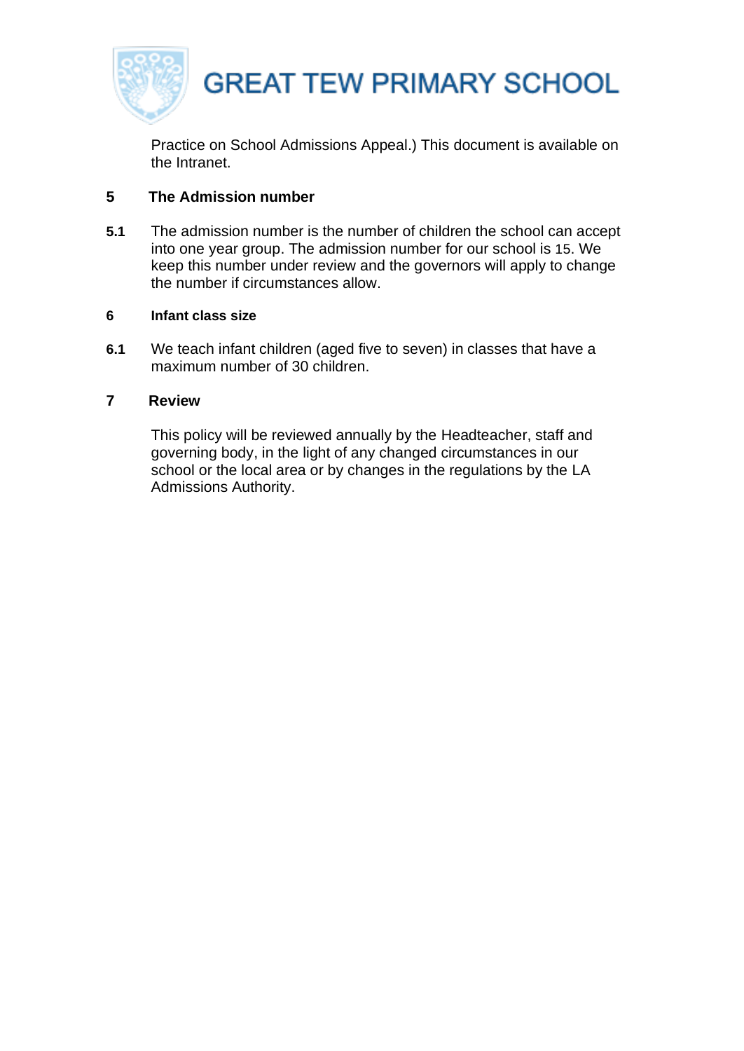Practice on School Admissions Appeal.) This document is available on the Intranet.

## 5 The Admission number

**5.1** The admission number is the number of children the school can accept into one year group. The admission number for our school is 15. We keep this number under review and the governors will apply to change the number if circumstances allow.

## 6 Infant class size

**6.1** We teach infant children (aged five to seven) in classes that have a maximum number of 30 children.

## 7 Review

This policy will be reviewed annually by the Headteacher, staff and governing body, in the light of any changed circumstances in our school or the local area or by changes in the regulations by the LA Admissions Authority.